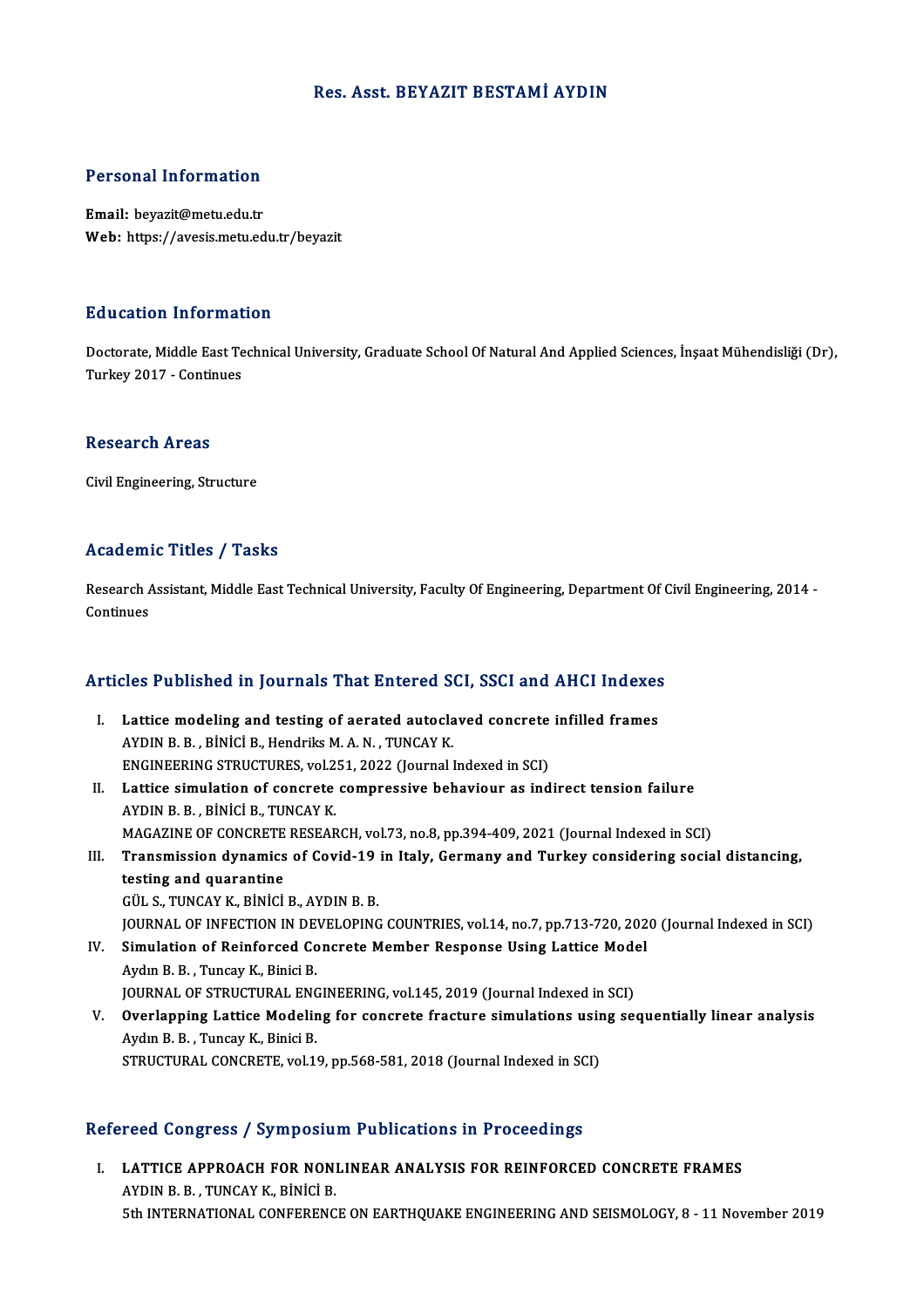# Res. Asst. BEYAZIT BESTAMİ AYDIN

## Personal Information

**Email:** beyazit@metu.edu.tr
**Web:** https://avesis.metu.edu.tr/beyazit

## Education Information

Doctorate, Middle East Technical University, Graduate School Of Natural And Applied Sciences, İnşaat Mühendisliği (Dr), Turkey 2017 - Continues

## Research Areas

Civil Engineering, Structure

## Academic Titles / Tasks

Research Assistant, Middle East Technical University, Faculty Of Engineering, Department Of Civil Engineering, 2014 - Continues

## Articles Published in Journals That Entered SCI, SSCI and AHCI Indexes

I. **Lattice modeling and testing of aerated autoclaved concrete infilled frames**
AYDIN B. B. , BİNİCİ B., Hendriks M. A. N. , TUNCAY K.
ENGINEERING STRUCTURES, vol.251, 2022 (Journal Indexed in SCI)

II. **Lattice simulation of concrete compressive behaviour as indirect tension failure**
AYDIN B. B. , BİNİCİ B., TUNCAY K.
MAGAZINE OF CONCRETE RESEARCH, vol.73, no.8, pp.394-409, 2021 (Journal Indexed in SCI)

III. **Transmission dynamics of Covid-19 in Italy, Germany and Turkey considering social distancing, testing and quarantine**
GÜL S., TUNCAY K., BİNİCİ B., AYDIN B. B.
JOURNAL OF INFECTION IN DEVELOPING COUNTRIES, vol.14, no.7, pp.713-720, 2020 (Journal Indexed in SCI)

IV. **Simulation of Reinforced Concrete Member Response Using Lattice Model**
Aydın B. B. , Tuncay K., Binici B.
JOURNAL OF STRUCTURAL ENGINEERING, vol.145, 2019 (Journal Indexed in SCI)

V. **Overlapping Lattice Modeling for concrete fracture simulations using sequentially linear analysis**
Aydın B. B. , Tuncay K., Binici B.
STRUCTURAL CONCRETE, vol.19, pp.568-581, 2018 (Journal Indexed in SCI)

## Refereed Congress / Symposium Publications in Proceedings

I. **LATTICE APPROACH FOR NONLINEAR ANALYSIS FOR REINFORCED CONCRETE FRAMES**
AYDIN B. B. , TUNCAY K., BİNİCİ B.
5th INTERNATIONAL CONFERENCE ON EARTHQUAKE ENGINEERING AND SEISMOLOGY, 8 - 11 November 2019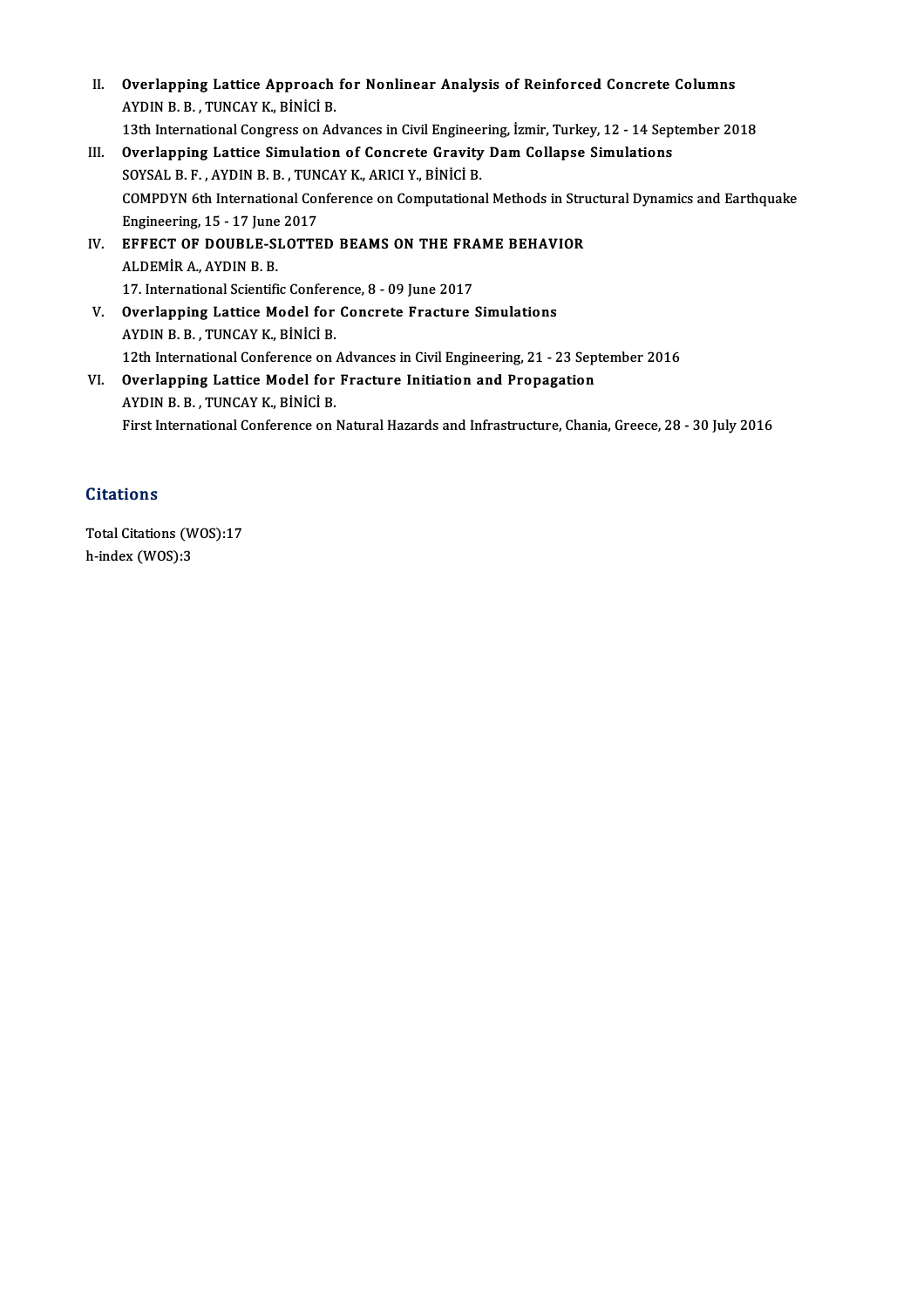II. **Overlapping Lattice Approach for Nonlinear Analysis of Reinforced Concrete Columns**
AYDIN B. B. , TUNCAY K., BİNİCİ B.
13th International Congress on Advances in Civil Engineering, İzmir, Turkey, 12 - 14 September 2018

III. **Overlapping Lattice Simulation of Concrete Gravity Dam Collapse Simulations**
SOYSAL B. F. , AYDIN B. B. , TUNCAY K., ARICI Y., BİNİCİ B.
COMPDYN 6th International Conference on Computational Methods in Structural Dynamics and Earthquake Engineering, 15 - 17 June 2017

IV. **EFFECT OF DOUBLE-SLOTTED BEAMS ON THE FRAME BEHAVIOR**
ALDEMİR A., AYDIN B. B.
17. International Scientific Conference, 8 - 09 June 2017

V. **Overlapping Lattice Model for Concrete Fracture Simulations**
AYDIN B. B. , TUNCAY K., BİNİCİ B.
12th International Conference on Advances in Civil Engineering, 21 - 23 September 2016

VI. **Overlapping Lattice Model for Fracture Initiation and Propagation**
AYDIN B. B. , TUNCAY K., BİNİCİ B.
First International Conference on Natural Hazards and Infrastructure, Chania, Greece, 28 - 30 July 2016

## Citations

Total Citations (WOS):17
h-index (WOS):3